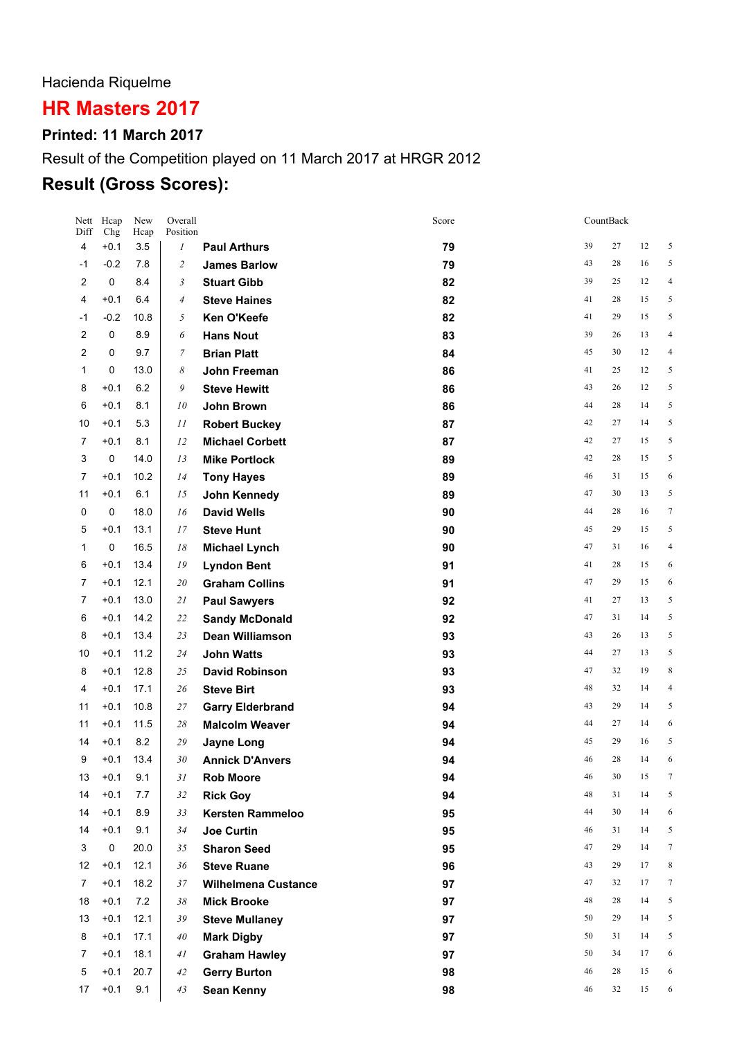Hacienda Riquelme

# HR Masters 2017

### Printed: 11 March 2017

Result of the Competition played on 11 March 2017 at HRGR 2012

## Result (Gross Scores):

| Nett Diff | Hcap Chg | New Hcap | Overall Position | | Score | CountBack | | | |
|---|---|---|---|---|---|---|---|---|---|
| 4 | +0.1 | 3.5 | *1* | **Paul Arthurs** | **79** | 39 | 27 | 12 | 5 |
| -1 | -0.2 | 7.8 | *2* | **James Barlow** | **79** | 43 | 28 | 16 | 5 |
| 2 | 0 | 8.4 | *3* | **Stuart Gibb** | **82** | 39 | 25 | 12 | 4 |
| 4 | +0.1 | 6.4 | *4* | **Steve Haines** | **82** | 41 | 28 | 15 | 5 |
| -1 | -0.2 | 10.8 | *5* | **Ken O'Keefe** | **82** | 41 | 29 | 15 | 5 |
| 2 | 0 | 8.9 | *6* | **Hans Nout** | **83** | 39 | 26 | 13 | 4 |
| 2 | 0 | 9.7 | *7* | **Brian Platt** | **84** | 45 | 30 | 12 | 4 |
| 1 | 0 | 13.0 | *8* | **John Freeman** | **86** | 41 | 25 | 12 | 5 |
| 8 | +0.1 | 6.2 | *9* | **Steve Hewitt** | **86** | 43 | 26 | 12 | 5 |
| 6 | +0.1 | 8.1 | *10* | **John Brown** | **86** | 44 | 28 | 14 | 5 |
| 10 | +0.1 | 5.3 | *11* | **Robert Buckey** | **87** | 42 | 27 | 14 | 5 |
| 7 | +0.1 | 8.1 | *12* | **Michael Corbett** | **87** | 42 | 27 | 15 | 5 |
| 3 | 0 | 14.0 | *13* | **Mike Portlock** | **89** | 42 | 28 | 15 | 5 |
| 7 | +0.1 | 10.2 | *14* | **Tony Hayes** | **89** | 46 | 31 | 15 | 6 |
| 11 | +0.1 | 6.1 | *15* | **John Kennedy** | **89** | 47 | 30 | 13 | 5 |
| 0 | 0 | 18.0 | *16* | **David Wells** | **90** | 44 | 28 | 16 | 7 |
| 5 | +0.1 | 13.1 | *17* | **Steve Hunt** | **90** | 45 | 29 | 15 | 5 |
| 1 | 0 | 16.5 | *18* | **Michael Lynch** | **90** | 47 | 31 | 16 | 4 |
| 6 | +0.1 | 13.4 | *19* | **Lyndon Bent** | **91** | 41 | 28 | 15 | 6 |
| 7 | +0.1 | 12.1 | *20* | **Graham Collins** | **91** | 47 | 29 | 15 | 6 |
| 7 | +0.1 | 13.0 | *21* | **Paul Sawyers** | **92** | 41 | 27 | 13 | 5 |
| 6 | +0.1 | 14.2 | *22* | **Sandy McDonald** | **92** | 47 | 31 | 14 | 5 |
| 8 | +0.1 | 13.4 | *23* | **Dean Williamson** | **93** | 43 | 26 | 13 | 5 |
| 10 | +0.1 | 11.2 | *24* | **John Watts** | **93** | 44 | 27 | 13 | 5 |
| 8 | +0.1 | 12.8 | *25* | **David Robinson** | **93** | 47 | 32 | 19 | 8 |
| 4 | +0.1 | 17.1 | *26* | **Steve Birt** | **93** | 48 | 32 | 14 | 4 |
| 11 | +0.1 | 10.8 | *27* | **Garry Elderbrand** | **94** | 43 | 29 | 14 | 5 |
| 11 | +0.1 | 11.5 | *28* | **Malcolm Weaver** | **94** | 44 | 27 | 14 | 6 |
| 14 | +0.1 | 8.2 | *29* | **Jayne Long** | **94** | 45 | 29 | 16 | 5 |
| 9 | +0.1 | 13.4 | *30* | **Annick D'Anvers** | **94** | 46 | 28 | 14 | 6 |
| 13 | +0.1 | 9.1 | *31* | **Rob Moore** | **94** | 46 | 30 | 15 | 7 |
| 14 | +0.1 | 7.7 | *32* | **Rick Goy** | **94** | 48 | 31 | 14 | 5 |
| 14 | +0.1 | 8.9 | *33* | **Kersten Rammeloo** | **95** | 44 | 30 | 14 | 6 |
| 14 | +0.1 | 9.1 | *34* | **Joe Curtin** | **95** | 46 | 31 | 14 | 5 |
| 3 | 0 | 20.0 | *35* | **Sharon Seed** | **95** | 47 | 29 | 14 | 7 |
| 12 | +0.1 | 12.1 | *36* | **Steve Ruane** | **96** | 43 | 29 | 17 | 8 |
| 7 | +0.1 | 18.2 | *37* | **Wilhelmena Custance** | **97** | 47 | 32 | 17 | 7 |
| 18 | +0.1 | 7.2 | *38* | **Mick Brooke** | **97** | 48 | 28 | 14 | 5 |
| 13 | +0.1 | 12.1 | *39* | **Steve Mullaney** | **97** | 50 | 29 | 14 | 5 |
| 8 | +0.1 | 17.1 | *40* | **Mark Digby** | **97** | 50 | 31 | 14 | 5 |
| 7 | +0.1 | 18.1 | *41* | **Graham Hawley** | **97** | 50 | 34 | 17 | 6 |
| 5 | +0.1 | 20.7 | *42* | **Gerry Burton** | **98** | 46 | 28 | 15 | 6 |
| 17 | +0.1 | 9.1 | *43* | **Sean Kenny** | **98** | 46 | 32 | 15 | 6 |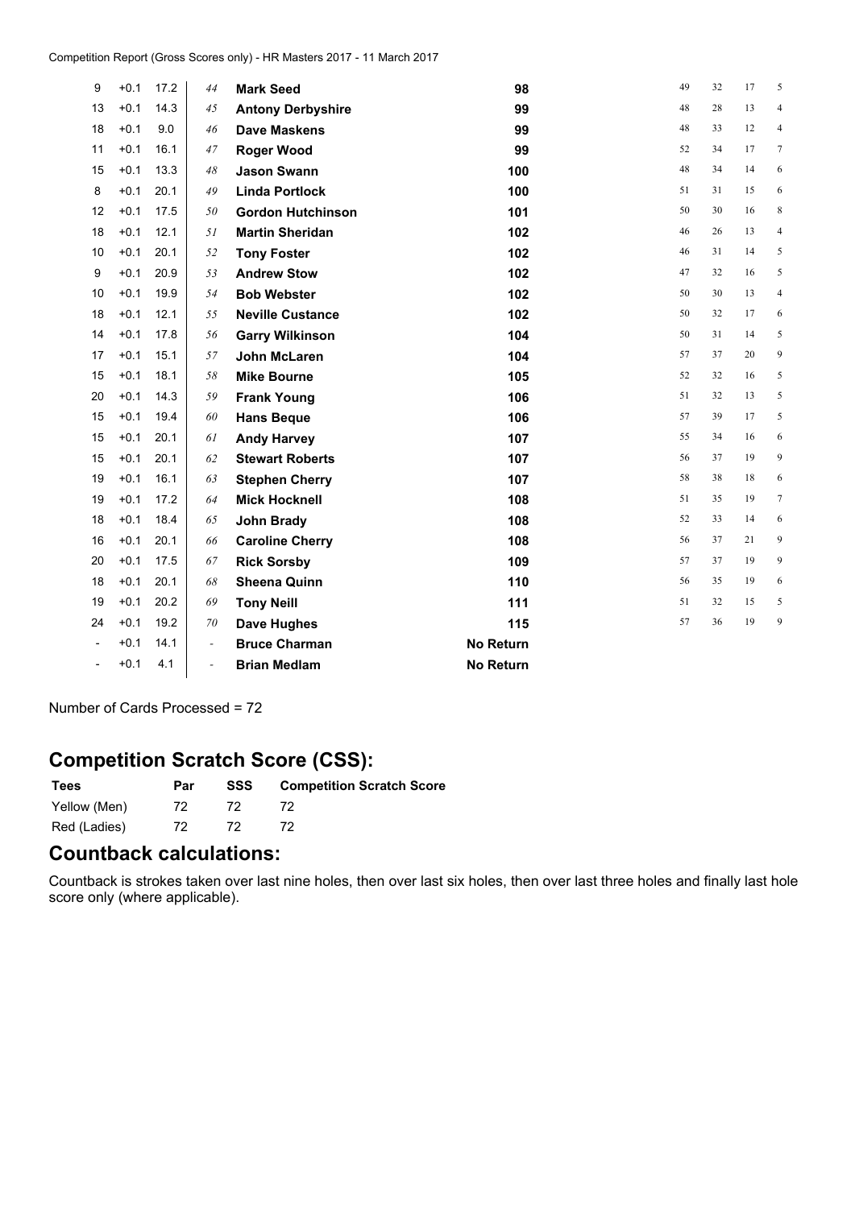| | | | | | | | | | |
|---|---|---|---|---|---|---|---|---|---|
| 9 | +0.1 | 17.2 | *44* | **Mark Seed** | **98** | 49 | 32 | 17 | 5 |
| 13 | +0.1 | 14.3 | *45* | **Antony Derbyshire** | **99** | 48 | 28 | 13 | 4 |
| 18 | +0.1 | 9.0 | *46* | **Dave Maskens** | **99** | 48 | 33 | 12 | 4 |
| 11 | +0.1 | 16.1 | *47* | **Roger Wood** | **99** | 52 | 34 | 17 | 7 |
| 15 | +0.1 | 13.3 | *48* | **Jason Swann** | **100** | 48 | 34 | 14 | 6 |
| 8 | +0.1 | 20.1 | *49* | **Linda Portlock** | **100** | 51 | 31 | 15 | 6 |
| 12 | +0.1 | 17.5 | *50* | **Gordon Hutchinson** | **101** | 50 | 30 | 16 | 8 |
| 18 | +0.1 | 12.1 | *51* | **Martin Sheridan** | **102** | 46 | 26 | 13 | 4 |
| 10 | +0.1 | 20.1 | *52* | **Tony Foster** | **102** | 46 | 31 | 14 | 5 |
| 9 | +0.1 | 20.9 | *53* | **Andrew Stow** | **102** | 47 | 32 | 16 | 5 |
| 10 | +0.1 | 19.9 | *54* | **Bob Webster** | **102** | 50 | 30 | 13 | 4 |
| 18 | +0.1 | 12.1 | *55* | **Neville Custance** | **102** | 50 | 32 | 17 | 6 |
| 14 | +0.1 | 17.8 | *56* | **Garry Wilkinson** | **104** | 50 | 31 | 14 | 5 |
| 17 | +0.1 | 15.1 | *57* | **John McLaren** | **104** | 57 | 37 | 20 | 9 |
| 15 | +0.1 | 18.1 | *58* | **Mike Bourne** | **105** | 52 | 32 | 16 | 5 |
| 20 | +0.1 | 14.3 | *59* | **Frank Young** | **106** | 51 | 32 | 13 | 5 |
| 15 | +0.1 | 19.4 | *60* | **Hans Beque** | **106** | 57 | 39 | 17 | 5 |
| 15 | +0.1 | 20.1 | *61* | **Andy Harvey** | **107** | 55 | 34 | 16 | 6 |
| 15 | +0.1 | 20.1 | *62* | **Stewart Roberts** | **107** | 56 | 37 | 19 | 9 |
| 19 | +0.1 | 16.1 | *63* | **Stephen Cherry** | **107** | 58 | 38 | 18 | 6 |
| 19 | +0.1 | 17.2 | *64* | **Mick Hocknell** | **108** | 51 | 35 | 19 | 7 |
| 18 | +0.1 | 18.4 | *65* | **John Brady** | **108** | 52 | 33 | 14 | 6 |
| 16 | +0.1 | 20.1 | *66* | **Caroline Cherry** | **108** | 56 | 37 | 21 | 9 |
| 20 | +0.1 | 17.5 | *67* | **Rick Sorsby** | **109** | 57 | 37 | 19 | 9 |
| 18 | +0.1 | 20.1 | *68* | **Sheena Quinn** | **110** | 56 | 35 | 19 | 6 |
| 19 | +0.1 | 20.2 | *69* | **Tony Neill** | **111** | 51 | 32 | 15 | 5 |
| 24 | +0.1 | 19.2 | *70* | **Dave Hughes** | **115** | 57 | 36 | 19 | 9 |
| - | +0.1 | 14.1 | - | **Bruce Charman** | **No Return** | | | | |
| - | +0.1 | 4.1 | - | **Brian Medlam** | **No Return** | | | | |

Number of Cards Processed = 72

## Competition Scratch Score (CSS):

| Tees | Par | SSS | Competition Scratch Score |
|---|---|---|---|
| Yellow (Men) | 72 | 72 | 72 |
| Red (Ladies) | 72 | 72 | 72 |

## Countback calculations:

Countback is strokes taken over last nine holes, then over last six holes, then over last three holes and finally last hole score only (where applicable).